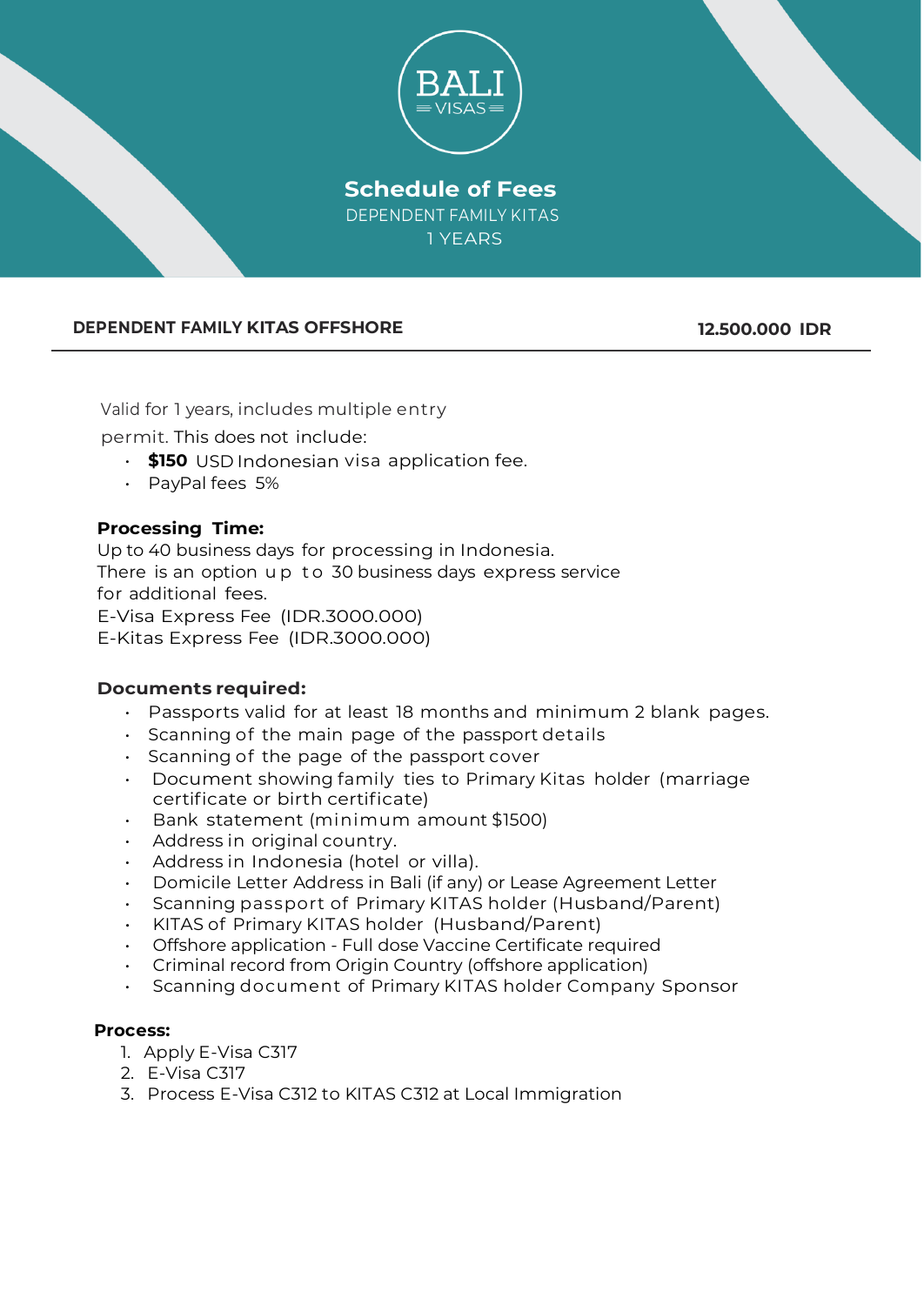BALI
VISAS

# Schedule of Fees

DEPENDENT FAMILY KITAS

1 YEARS

**DEPENDENT FAMILY KITAS OFFSHORE** **12.500.000 IDR**

Valid for 1 years, includes multiple entry permit. This does not include:

- **$150** USD Indonesian visa application fee.
- PayPal fees 5%

**Processing Time:**

Up to 40 business days for processing in Indonesia.
There is an option up to 30 business days express service for additional fees.
E-Visa Express Fee (IDR.3000.000)
E-Kitas Express Fee (IDR.3000.000)

**Documents required:**

- Passports valid for at least 18 months and minimum 2 blank pages.
- Scanning of the main page of the passport details
- Scanning of the page of the passport cover
- Document showing family ties to Primary Kitas holder (marriage certificate or birth certificate)
- Bank statement (minimum amount $1500)
- Address in original country.
- Address in Indonesia (hotel or villa).
- Domicile Letter Address in Bali (if any) or Lease Agreement Letter
- Scanning passport of Primary KITAS holder (Husband/Parent)
- KITAS of Primary KITAS holder (Husband/Parent)
- Offshore application - Full dose Vaccine Certificate required
- Criminal record from Origin Country (offshore application)
- Scanning document of Primary KITAS holder Company Sponsor

**Process:**

1. Apply E-Visa C317
2. E-Visa C317
3. Process E-Visa C312 to KITAS C312 at Local Immigration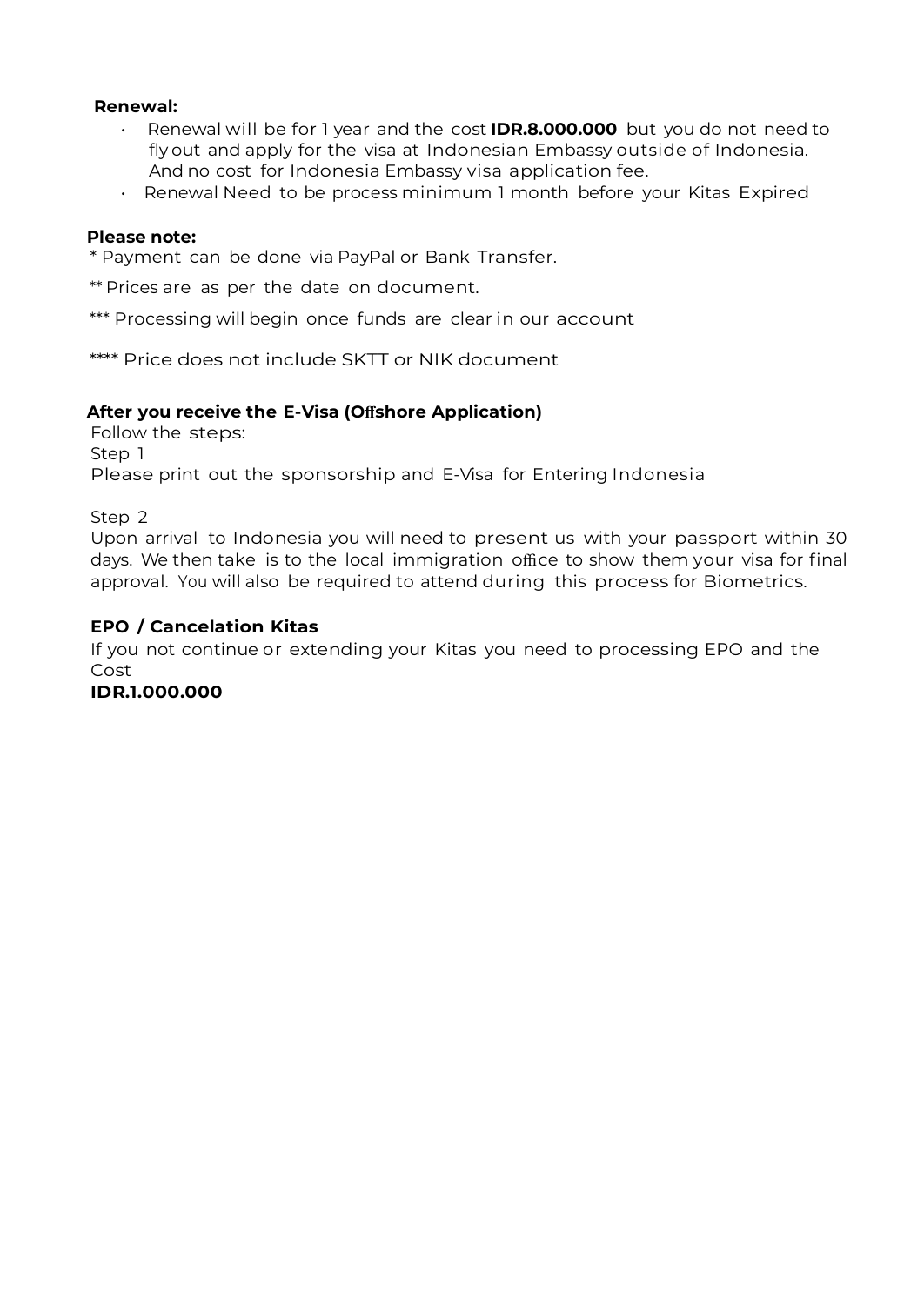**Renewal:**

- Renewal will be for 1 year and the cost **IDR.8.000.000** but you do not need to fly out and apply for the visa at Indonesian Embassy outside of Indonesia. And no cost for Indonesia Embassy visa application fee.
- Renewal Need to be process minimum 1 month before your Kitas Expired

**Please note:**

* Payment can be done via PayPal or Bank Transfer.

** Prices are as per the date on document.

*** Processing will begin once funds are clear in our account

**** Price does not include SKTT or NIK document

**After you receive the E-Visa (Offshore Application)**

Follow the steps:

Step 1

Please print out the sponsorship and E-Visa for Entering Indonesia

Step 2

Upon arrival to Indonesia you will need to present us with your passport within 30 days. We then take is to the local immigration office to show them your visa for final approval. You will also be required to attend during this process for Biometrics.

**EPO / Cancelation Kitas**

If you not continue or extending your Kitas you need to processing EPO and the Cost

**IDR.1.000.000**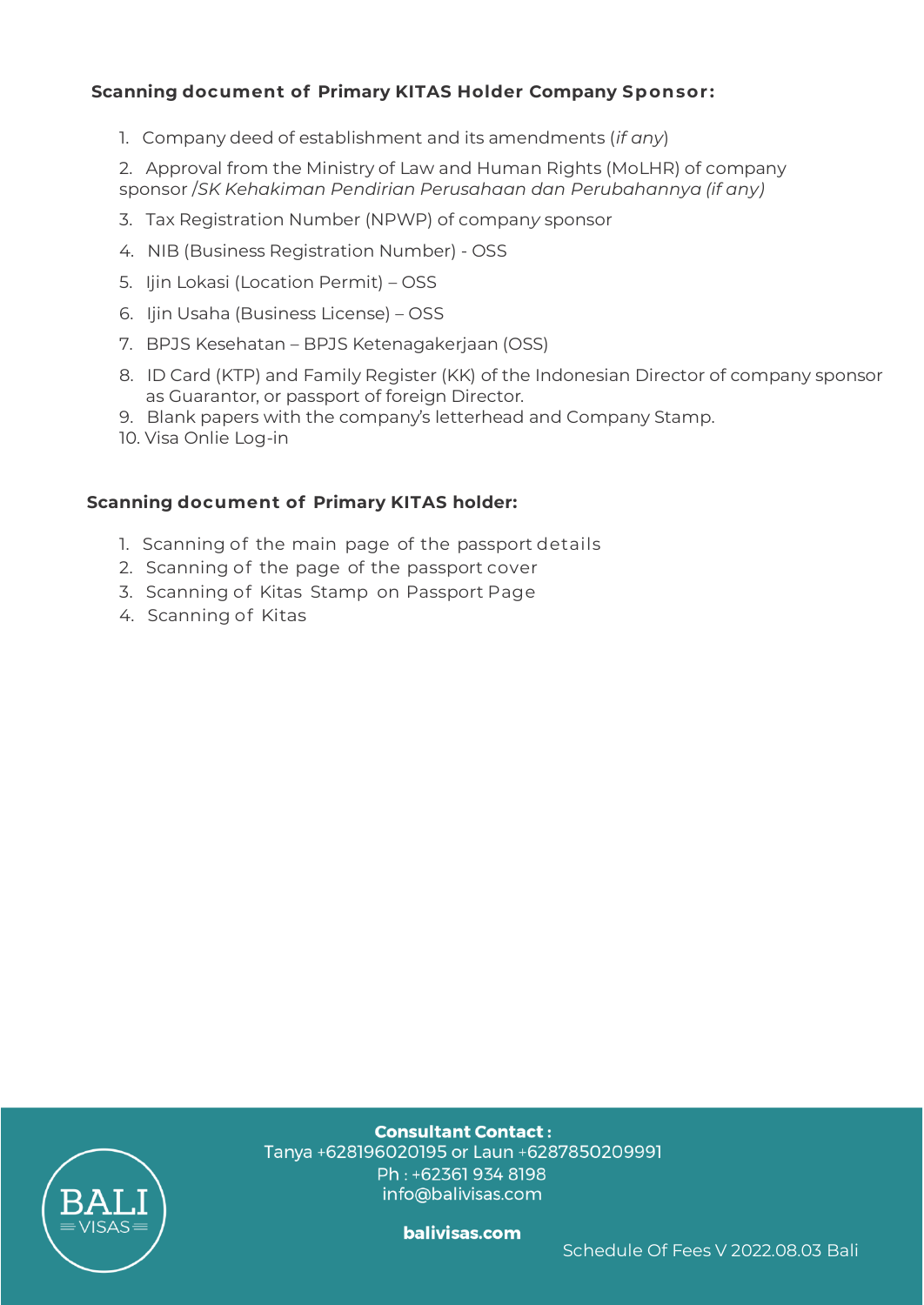**Scanning document of Primary KITAS Holder Company Sponsor:**

1. Company deed of establishment and its amendments (*if any*)
2. Approval from the Ministry of Law and Human Rights (MoLHR) of company sponsor /*SK Kehakiman Pendirian Perusahaan dan Perubahannya (if any)*
3. Tax Registration Number (NPWP) of company sponsor
4. NIB (Business Registration Number) - OSS
5. Ijin Lokasi (Location Permit) – OSS
6. Ijin Usaha (Business License) – OSS
7. BPJS Kesehatan – BPJS Ketenagakerjaan (OSS)
8. ID Card (KTP) and Family Register (KK) of the Indonesian Director of company sponsor as Guarantor, or passport of foreign Director.
9. Blank papers with the company's letterhead and Company Stamp.
10. Visa Onlie Log-in

**Scanning document of Primary KITAS holder:**

1. Scanning of the main page of the passport details
2. Scanning of the page of the passport cover
3. Scanning of Kitas Stamp on Passport Page
4. Scanning of Kitas

**Consultant Contact :**
Tanya +628196020195 or Laun +6287850209991
Ph : +62361 934 8198
info@balivisas.com

**balivisas.com**

Schedule Of Fees V 2022.08.03 Bali